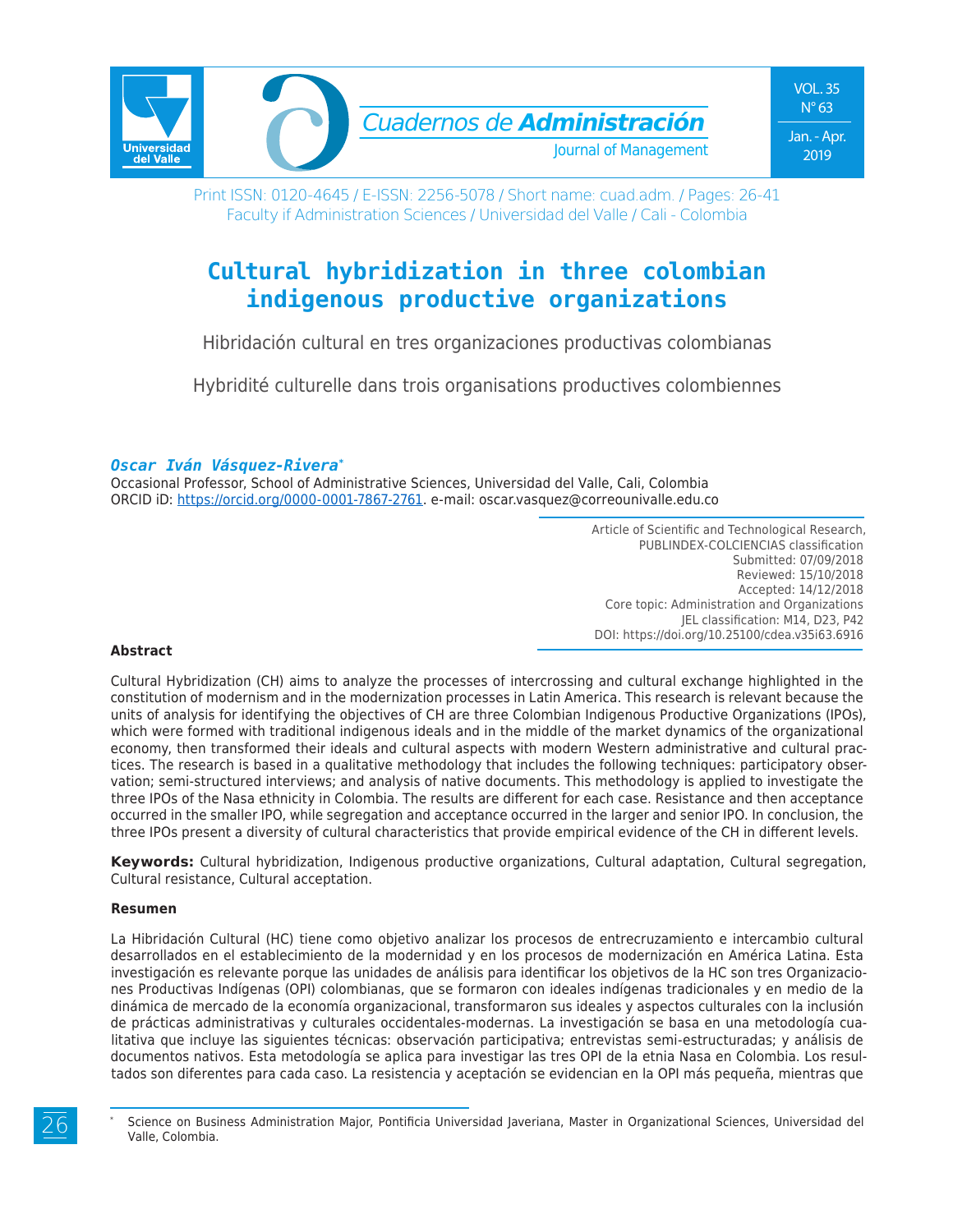Print ISSN: 0120-4645 / E-ISSN: 2256-5078 / Short name: cuad.adm. / Pages: 26-41
Faculty if Administration Sciences / Universidad del Valle / Cali - Colombia

# Cultural hybridization in three colombian indigenous productive organizations

Hibridación cultural en tres organizaciones productivas colombianas

Hybridité culturelle dans trois organisations productives colombiennes

***Oscar Iván Vásquez-Rivera*** [*]
Occasional Professor, School of Administrative Sciences, Universidad del Valle, Cali, Colombia
ORCID iD: https://orcid.org/0000-0001-7867-2761. e-mail: oscar.vasquez@correounivalle.edu.co

Article of Scientific and Technological Research,
PUBLINDEX-COLCIENCIAS classification
Submitted: 07/09/2018
Reviewed: 15/10/2018
Accepted: 14/12/2018
Core topic: Administration and Organizations
JEL classification: M14, D23, P42
DOI: https://doi.org/10.25100/cdea.v35i63.6916

#### Abstract

Cultural Hybridization (CH) aims to analyze the processes of intercrossing and cultural exchange highlighted in the constitution of modernism and in the modernization processes in Latin America. This research is relevant because the units of analysis for identifying the objectives of CH are three Colombian Indigenous Productive Organizations (IPOs), which were formed with traditional indigenous ideals and in the middle of the market dynamics of the organizational economy, then transformed their ideals and cultural aspects with modern Western administrative and cultural practices. The research is based in a qualitative methodology that includes the following techniques: participatory observation; semi-structured interviews; and analysis of native documents. This methodology is applied to investigate the three IPOs of the Nasa ethnicity in Colombia. The results are different for each case. Resistance and then acceptance occurred in the smaller IPO, while segregation and acceptance occurred in the larger and senior IPO. In conclusion, the three IPOs present a diversity of cultural characteristics that provide empirical evidence of the CH in different levels.

**Keywords:** Cultural hybridization, Indigenous productive organizations, Cultural adaptation, Cultural segregation, Cultural resistance, Cultural acceptation.

#### Resumen

La Hibridación Cultural (HC) tiene como objetivo analizar los procesos de entrecruzamiento e intercambio cultural desarrollados en el establecimiento de la modernidad y en los procesos de modernización en América Latina. Esta investigación es relevante porque las unidades de análisis para identificar los objetivos de la HC son tres Organizaciones Productivas Indígenas (OPI) colombianas, que se formaron con ideales indígenas tradicionales y en medio de la dinámica de mercado de la economía organizacional, transformaron sus ideales y aspectos culturales con la inclusión de prácticas administrativas y culturales occidentales-modernas. La investigación se basa en una metodología cualitativa que incluye las siguientes técnicas: observación participativa; entrevistas semi-estructuradas; y análisis de documentos nativos. Esta metodología se aplica para investigar las tres OPI de la etnia Nasa en Colombia. Los resultados son diferentes para cada caso. La resistencia y aceptación se evidencian en la OPI más pequeña, mientras que

[*] Science on Business Administration Major, Pontificia Universidad Javeriana, Master in Organizational Sciences, Universidad del Valle, Colombia.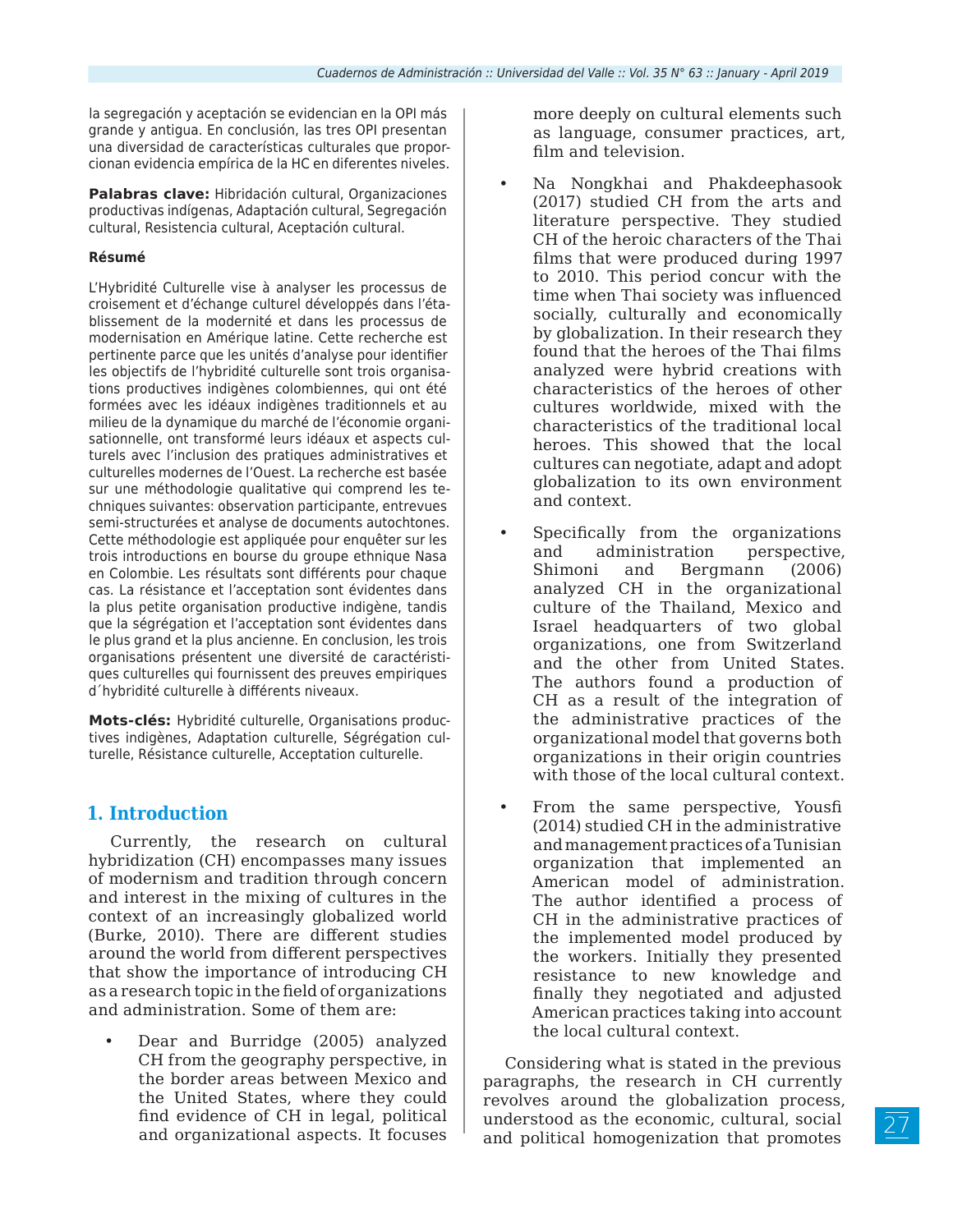la segregación y aceptación se evidencian en la OPI más grande y antigua. En conclusión, las tres OPI presentan una diversidad de características culturales que proporcionan evidencia empírica de la HC en diferentes niveles.

**Palabras clave:** Hibridación cultural, Organizaciones productivas indígenas, Adaptación cultural, Segregación cultural, Resistencia cultural, Aceptación cultural.

**Résumé**

L'Hybridité Culturelle vise à analyser les processus de croisement et d'échange culturel développés dans l'établissement de la modernité et dans les processus de modernisation en Amérique latine. Cette recherche est pertinente parce que les unités d'analyse pour identifier les objectifs de l'hybridité culturelle sont trois organisations productives indigènes colombiennes, qui ont été formées avec les idéaux indigènes traditionnels et au milieu de la dynamique du marché de l'économie organisationnelle, ont transformé leurs idéaux et aspects culturels avec l'inclusion des pratiques administratives et culturelles modernes de l'Ouest. La recherche est basée sur une méthodologie qualitative qui comprend les techniques suivantes: observation participante, entrevues semi-structurées et analyse de documents autochtones. Cette méthodologie est appliquée pour enquêter sur les trois introductions en bourse du groupe ethnique Nasa en Colombie. Les résultats sont différents pour chaque cas. La résistance et l'acceptation sont évidentes dans la plus petite organisation productive indigène, tandis que la ségrégation et l'acceptation sont évidentes dans le plus grand et la plus ancienne. En conclusion, les trois organisations présentent une diversité de caractéristiques culturelles qui fournissent des preuves empiriques d´hybridité culturelle à différents niveaux.

**Mots-clés:** Hybridité culturelle, Organisations productives indigènes, Adaptation culturelle, Ségrégation culturelle, Résistance culturelle, Acceptation culturelle.

## 1. Introduction

Currently, the research on cultural hybridization (CH) encompasses many issues of modernism and tradition through concern and interest in the mixing of cultures in the context of an increasingly globalized world (Burke, 2010). There are different studies around the world from different perspectives that show the importance of introducing CH as a research topic in the field of organizations and administration. Some of them are:

- Dear and Burridge (2005) analyzed CH from the geography perspective, in the border areas between Mexico and the United States, where they could find evidence of CH in legal, political and organizational aspects. It focuses more deeply on cultural elements such as language, consumer practices, art, film and television.
- Na Nongkhai and Phakdeephasook (2017) studied CH from the arts and literature perspective. They studied CH of the heroic characters of the Thai films that were produced during 1997 to 2010. This period concur with the time when Thai society was influenced socially, culturally and economically by globalization. In their research they found that the heroes of the Thai films analyzed were hybrid creations with characteristics of the heroes of other cultures worldwide, mixed with the characteristics of the traditional local heroes. This showed that the local cultures can negotiate, adapt and adopt globalization to its own environment and context.
- Specifically from the organizations and administration perspective, Shimoni and Bergmann (2006) analyzed CH in the organizational culture of the Thailand, Mexico and Israel headquarters of two global organizations, one from Switzerland and the other from United States. The authors found a production of CH as a result of the integration of the administrative practices of the organizational model that governs both organizations in their origin countries with those of the local cultural context.
- From the same perspective, Yousfi (2014) studied CH in the administrative and management practices of a Tunisian organization that implemented an American model of administration. The author identified a process of CH in the administrative practices of the implemented model produced by the workers. Initially they presented resistance to new knowledge and finally they negotiated and adjusted American practices taking into account the local cultural context.

Considering what is stated in the previous paragraphs, the research in CH currently revolves around the globalization process, understood as the economic, cultural, social and political homogenization that promotes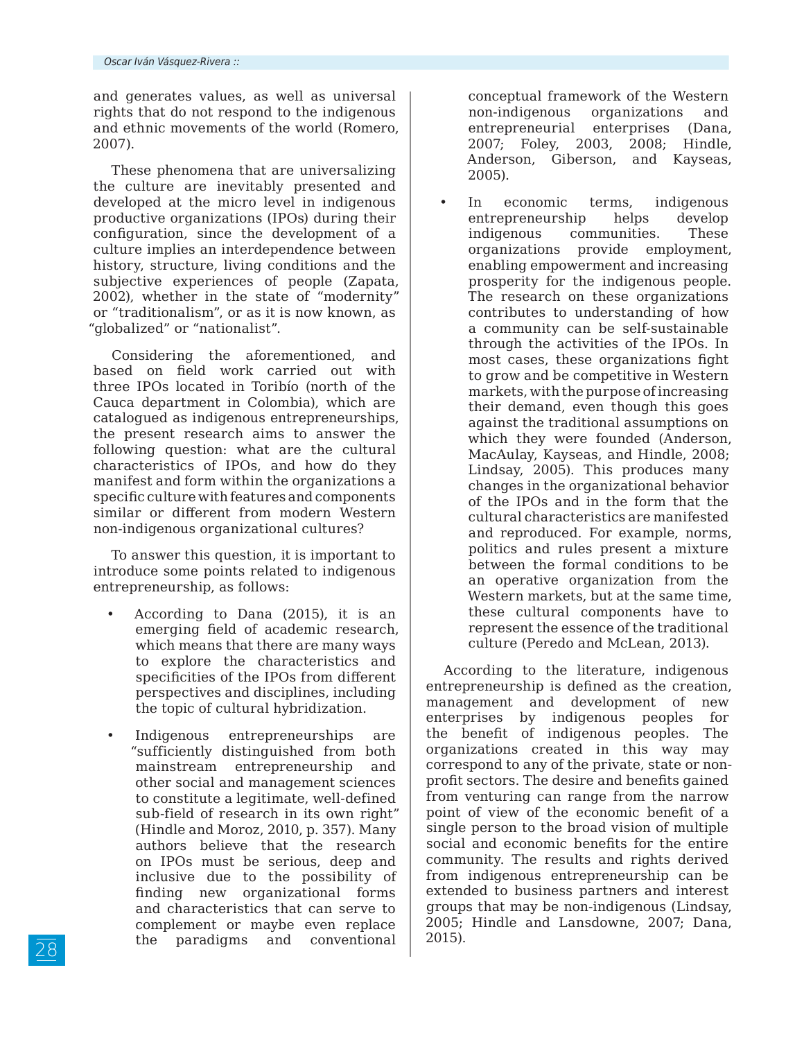and generates values, as well as universal rights that do not respond to the indigenous and ethnic movements of the world (Romero, 2007).

These phenomena that are universalizing the culture are inevitably presented and developed at the micro level in indigenous productive organizations (IPOs) during their configuration, since the development of a culture implies an interdependence between history, structure, living conditions and the subjective experiences of people (Zapata, 2002), whether in the state of "modernity" or "traditionalism", or as it is now known, as "globalized" or "nationalist".

Considering the aforementioned, and based on field work carried out with three IPOs located in Toribío (north of the Cauca department in Colombia), which are catalogued as indigenous entrepreneurships, the present research aims to answer the following question: what are the cultural characteristics of IPOs, and how do they manifest and form within the organizations a specific culture with features and components similar or different from modern Western non-indigenous organizational cultures?

To answer this question, it is important to introduce some points related to indigenous entrepreneurship, as follows:

- According to Dana (2015), it is an emerging field of academic research, which means that there are many ways to explore the characteristics and specificities of the IPOs from different perspectives and disciplines, including the topic of cultural hybridization.
- Indigenous entrepreneurships are "sufficiently distinguished from both mainstream entrepreneurship and other social and management sciences to constitute a legitimate, well-defined sub-field of research in its own right" (Hindle and Moroz, 2010, p. 357). Many authors believe that the research on IPOs must be serious, deep and inclusive due to the possibility of finding new organizational forms and characteristics that can serve to complement or maybe even replace the paradigms and conventional conceptual framework of the Western non-indigenous organizations and entrepreneurial enterprises (Dana, 2007; Foley, 2003, 2008; Hindle, Anderson, Giberson, and Kayseas, 2005).
- In economic terms, indigenous entrepreneurship helps develop indigenous communities. These organizations provide employment, enabling empowerment and increasing prosperity for the indigenous people. The research on these organizations contributes to understanding of how a community can be self-sustainable through the activities of the IPOs. In most cases, these organizations fight to grow and be competitive in Western markets, with the purpose of increasing their demand, even though this goes against the traditional assumptions on which they were founded (Anderson, MacAulay, Kayseas, and Hindle, 2008; Lindsay, 2005). This produces many changes in the organizational behavior of the IPOs and in the form that the cultural characteristics are manifested and reproduced. For example, norms, politics and rules present a mixture between the formal conditions to be an operative organization from the Western markets, but at the same time, these cultural components have to represent the essence of the traditional culture (Peredo and McLean, 2013).

According to the literature, indigenous entrepreneurship is defined as the creation, management and development of new enterprises by indigenous peoples for the benefit of indigenous peoples. The organizations created in this way may correspond to any of the private, state or non-profit sectors. The desire and benefits gained from venturing can range from the narrow point of view of the economic benefit of a single person to the broad vision of multiple social and economic benefits for the entire community. The results and rights derived from indigenous entrepreneurship can be extended to business partners and interest groups that may be non-indigenous (Lindsay, 2005; Hindle and Lansdowne, 2007; Dana, 2015).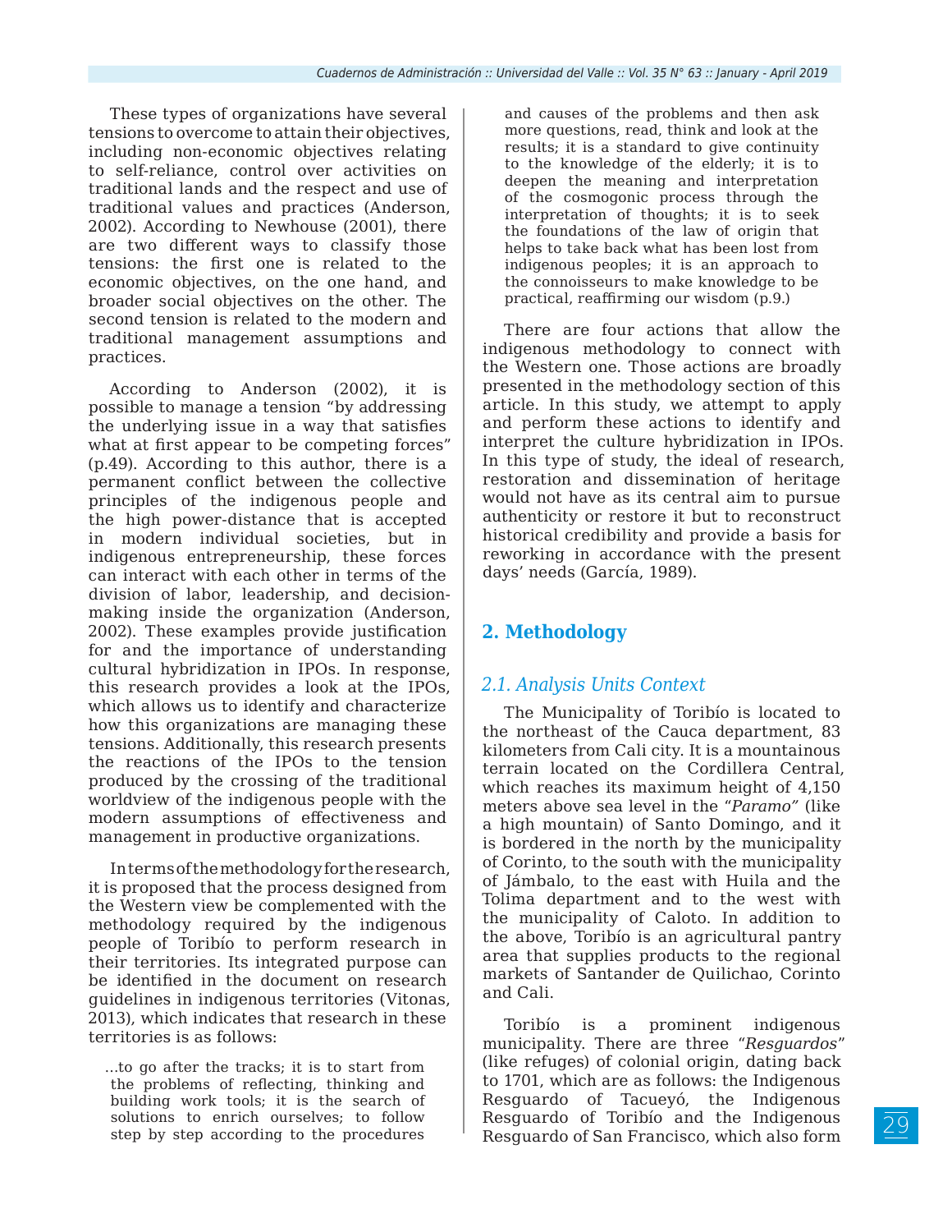These types of organizations have several tensions to overcome to attain their objectives, including non-economic objectives relating to self-reliance, control over activities on traditional lands and the respect and use of traditional values and practices (Anderson, 2002). According to Newhouse (2001), there are two different ways to classify those tensions: the first one is related to the economic objectives, on the one hand, and broader social objectives on the other. The second tension is related to the modern and traditional management assumptions and practices.

According to Anderson (2002), it is possible to manage a tension "by addressing the underlying issue in a way that satisfies what at first appear to be competing forces" (p.49). According to this author, there is a permanent conflict between the collective principles of the indigenous people and the high power-distance that is accepted in modern individual societies, but in indigenous entrepreneurship, these forces can interact with each other in terms of the division of labor, leadership, and decision-making inside the organization (Anderson, 2002). These examples provide justification for and the importance of understanding cultural hybridization in IPOs. In response, this research provides a look at the IPOs, which allows us to identify and characterize how this organizations are managing these tensions. Additionally, this research presents the reactions of the IPOs to the tension produced by the crossing of the traditional worldview of the indigenous people with the modern assumptions of effectiveness and management in productive organizations.

In terms of the methodology for the research, it is proposed that the process designed from the Western view be complemented with the methodology required by the indigenous people of Toribío to perform research in their territories. Its integrated purpose can be identified in the document on research guidelines in indigenous territories (Vitonas, 2013), which indicates that research in these territories is as follows:

> ...to go after the tracks; it is to start from the problems of reflecting, thinking and building work tools; it is the search of solutions to enrich ourselves; to follow step by step according to the procedures and causes of the problems and then ask more questions, read, think and look at the results; it is a standard to give continuity to the knowledge of the elderly; it is to deepen the meaning and interpretation of the cosmogonic process through the interpretation of thoughts; it is to seek the foundations of the law of origin that helps to take back what has been lost from indigenous peoples; it is an approach to the connoisseurs to make knowledge to be practical, reaffirming our wisdom (p.9.)

There are four actions that allow the indigenous methodology to connect with the Western one. Those actions are broadly presented in the methodology section of this article. In this study, we attempt to apply and perform these actions to identify and interpret the culture hybridization in IPOs. In this type of study, the ideal of research, restoration and dissemination of heritage would not have as its central aim to pursue authenticity or restore it but to reconstruct historical credibility and provide a basis for reworking in accordance with the present days' needs (García, 1989).

## 2. Methodology

### 2.1. Analysis Units Context

The Municipality of Toribío is located to the northeast of the Cauca department, 83 kilometers from Cali city. It is a mountainous terrain located on the Cordillera Central, which reaches its maximum height of 4,150 meters above sea level in the "*Paramo"* (like a high mountain) of Santo Domingo, and it is bordered in the north by the municipality of Corinto, to the south with the municipality of Jámbalo, to the east with Huila and the Tolima department and to the west with the municipality of Caloto. In addition to the above, Toribío is an agricultural pantry area that supplies products to the regional markets of Santander de Quilichao, Corinto and Cali.

Toribío is a prominent indigenous municipality. There are three "*Resguardos*" (like refuges) of colonial origin, dating back to 1701, which are as follows: the Indigenous Resguardo of Tacueyó, the Indigenous Resguardo of Toribío and the Indigenous Resguardo of San Francisco, which also form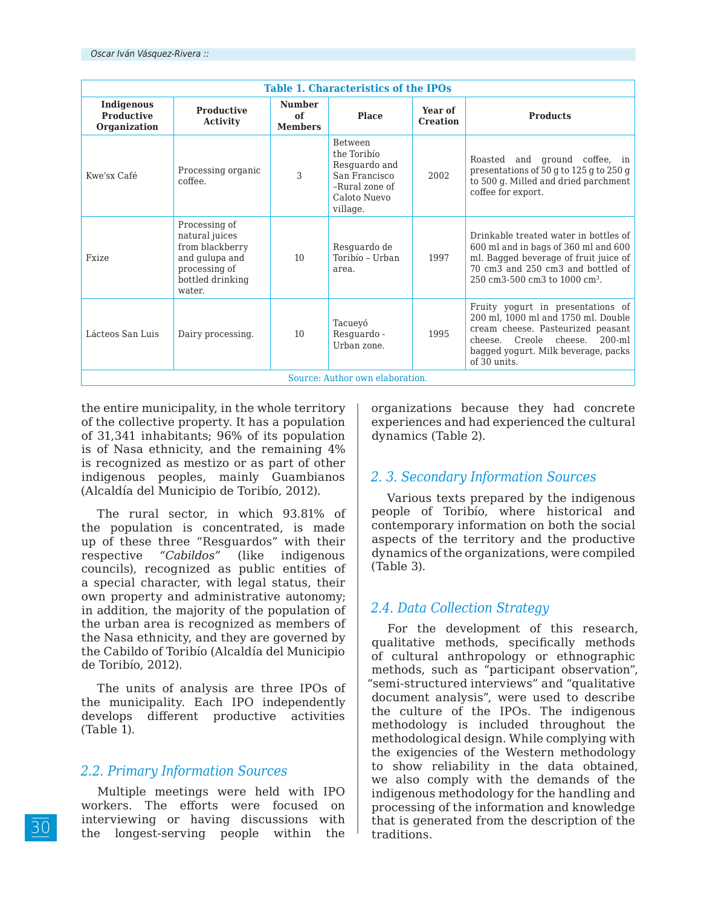**Table 1. Characteristics of the IPOs**

| Indigenous Productive Organization | Productive Activity | Number of Members | Place | Year of Creation | Products |
|---|---|---|---|---|---|
| Kwe'sx Café | Processing organic coffee. | 3 | Between the Toribío Resguardo and San Francisco –Rural zone of Caloto Nuevo village. | 2002 | Roasted and ground coffee, in presentations of 50 g to 125 g to 250 g to 500 g. Milled and dried parchment coffee for export. |
| Fxize | Processing of natural juices from blackberry and gulupa and processing of bottled drinking water. | 10 | Resguardo de Toribío – Urban area. | 1997 | Drinkable treated water in bottles of 600 ml and in bags of 360 ml and 600 ml. Bagged beverage of fruit juice of 70 cm3 and 250 cm3 and bottled of 250 cm3-500 cm3 to 1000 $cm^3$. |
| Lácteos San Luis | Dairy processing. | 10 | Tacueyó Resguardo - Urban zone. | 1995 | Fruity yogurt in presentations of 200 ml, 1000 ml and 1750 ml. Double cream cheese. Pasteurized peasant cheese. Creole cheese. 200-ml bagged yogurt. Milk beverage, packs of 30 units. |

Source: Author own elaboration.

the entire municipality, in the whole territory of the collective property. It has a population of 31,341 inhabitants; 96% of its population is of Nasa ethnicity, and the remaining 4% is recognized as mestizo or as part of other indigenous peoples, mainly Guambianos (Alcaldía del Municipio de Toribío, 2012).

The rural sector, in which 93.81% of the population is concentrated, is made up of these three "Resguardos" with their respective *"Cabildos"* (like indigenous councils), recognized as public entities of a special character, with legal status, their own property and administrative autonomy; in addition, the majority of the population of the urban area is recognized as members of the Nasa ethnicity, and they are governed by the Cabildo of Toribío (Alcaldía del Municipio de Toribío, 2012).

The units of analysis are three IPOs of the municipality. Each IPO independently develops different productive activities (Table 1).

## 2.2. Primary Information Sources

Multiple meetings were held with IPO workers. The efforts were focused on interviewing or having discussions with the longest-serving people within the organizations because they had concrete experiences and had experienced the cultural dynamics (Table 2).

## 2. 3. Secondary Information Sources

Various texts prepared by the indigenous people of Toribío, where historical and contemporary information on both the social aspects of the territory and the productive dynamics of the organizations, were compiled (Table 3).

## 2.4. Data Collection Strategy

For the development of this research, qualitative methods, specifically methods of cultural anthropology or ethnographic methods, such as "participant observation", "semi-structured interviews" and "qualitative document analysis", were used to describe the culture of the IPOs. The indigenous methodology is included throughout the methodological design. While complying with the exigencies of the Western methodology to show reliability in the data obtained, we also comply with the demands of the indigenous methodology for the handling and processing of the information and knowledge that is generated from the description of the traditions.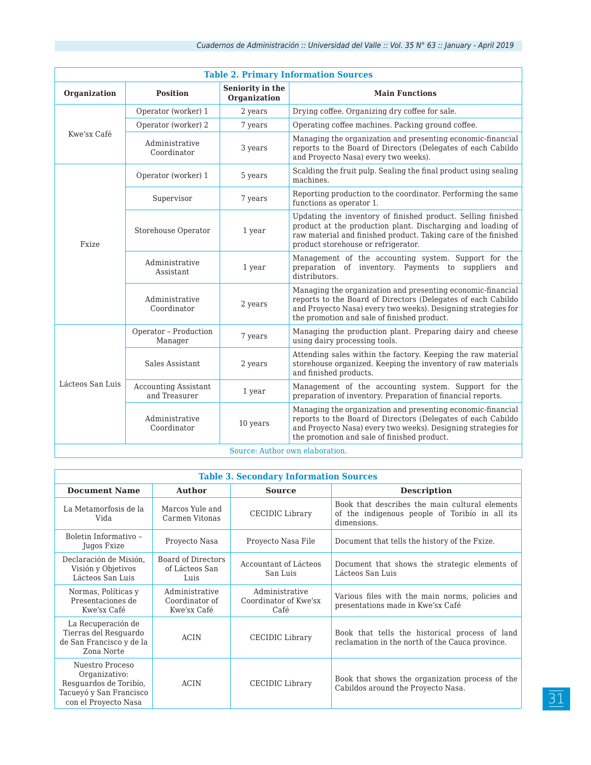**Table 2. Primary Information Sources**

| Organization | Position | Seniority in the Organization | Main Functions |
|---|---|---|---|
| Kwe'sx Café | Operator (worker) 1 | 2 years | Drying coffee. Organizing dry coffee for sale. |
| | Operator (worker) 2 | 7 years | Operating coffee machines. Packing ground coffee. |
| | Administrative Coordinator | 3 years | Managing the organization and presenting economic-financial reports to the Board of Directors (Delegates of each Cabildo and Proyecto Nasa) every two weeks). |
| Fxize | Operator (worker) 1 | 5 years | Scalding the fruit pulp. Sealing the final product using sealing machines. |
| | Supervisor | 7 years | Reporting production to the coordinator. Performing the same functions as operator 1. |
| | Storehouse Operator | 1 year | Updating the inventory of finished product. Selling finished product at the production plant. Discharging and loading of raw material and finished product. Taking care of the finished product storehouse or refrigerator. |
| | Administrative Assistant | 1 year | Management of the accounting system. Support for the preparation of inventory. Payments to suppliers and distributors. |
| | Administrative Coordinator | 2 years | Managing the organization and presenting economic-financial reports to the Board of Directors (Delegates of each Cabildo and Proyecto Nasa) every two weeks). Designing strategies for the promotion and sale of finished product. |
| Lácteos San Luis | Operator – Production Manager | 7 years | Managing the production plant. Preparing dairy and cheese using dairy processing tools. |
| | Sales Assistant | 2 years | Attending sales within the factory. Keeping the raw material storehouse organized. Keeping the inventory of raw materials and finished products. |
| | Accounting Assistant and Treasurer | 1 year | Management of the accounting system. Support for the preparation of inventory. Preparation of financial reports. |
| | Administrative Coordinator | 10 years | Managing the organization and presenting economic-financial reports to the Board of Directors (Delegates of each Cabildo and Proyecto Nasa) every two weeks). Designing strategies for the promotion and sale of finished product. |

Source: Author own elaboration.

**Table 3. Secondary Information Sources**

| Document Name | Author | Source | Description |
|---|---|---|---|
| La Metamorfosis de la Vida | Marcos Yule and Carmen Vitonas | CECIDIC Library | Book that describes the main cultural elements of the indigenous people of Toribío in all its dimensions. |
| Boletin Informativo – Jugos Fxize | Proyecto Nasa | Proyecto Nasa File | Document that tells the history of the Fxize. |
| Declaración de Misión, Visión y Objetivos Lácteos San Luis | Board of Directors of Lácteos San Luis | Accountant of Lácteos San Luis | Document that shows the strategic elements of Lácteos San Luis |
| Normas, Políticas y Presentaciones de Kwe'sx Café | Administrative Coordinator of Kwe'sx Café | Administrative Coordinator of Kwe'sx Café | Various files with the main norms, policies and presentations made in Kwe'sx Café |
| La Recuperación de Tierras del Resguardo de San Francisco y de la Zona Norte | ACIN | CECIDIC Library | Book that tells the historical process of land reclamation in the north of the Cauca province. |
| Nuestro Proceso Organizativo: Resguardos de Toribío, Tacueyó y San Francisco con el Proyecto Nasa | ACIN | CECIDIC Library | Book that shows the organization process of the Cabildos around the Proyecto Nasa. |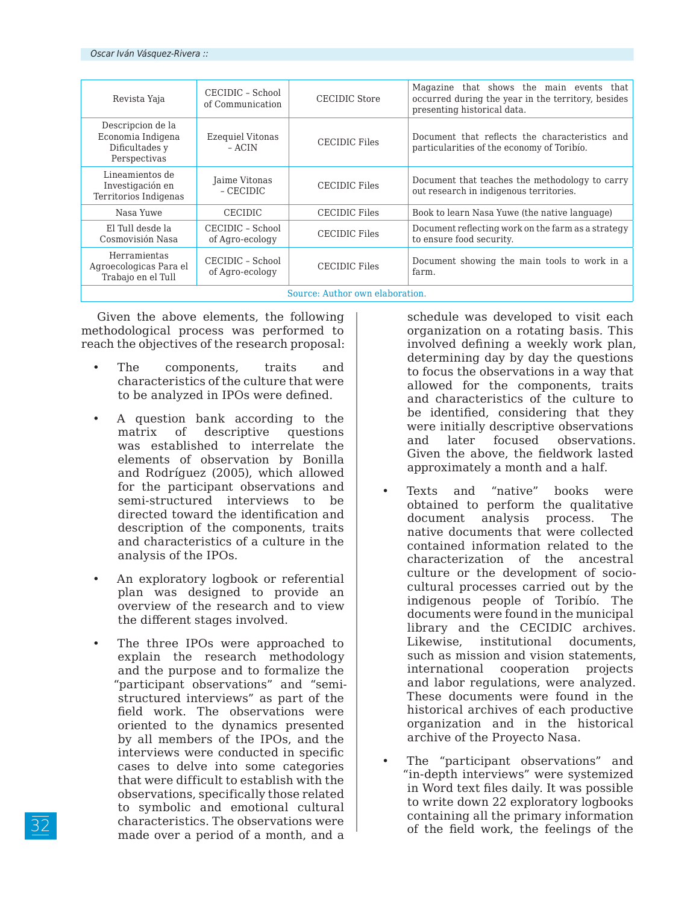| | | | |
|---|---|---|---|
| Revista Yaja | CECIDIC – School of Communication | CECIDIC Store | Magazine that shows the main events that occurred during the year in the territory, besides presenting historical data. |
| Descripcion de la Economia Indigena Dificultades y Perspectivas | Ezequiel Vitonas – ACIN | CECIDIC Files | Document that reflects the characteristics and particularities of the economy of Toribío. |
| Lineamientos de Investigación en Territorios Indigenas | Jaime Vitonas – CECIDIC | CECIDIC Files | Document that teaches the methodology to carry out research in indigenous territories. |
| Nasa Yuwe | CECIDIC | CECIDIC Files | Book to learn Nasa Yuwe (the native language) |
| El Tull desde la Cosmovisión Nasa | CECIDIC – School of Agro-ecology | CECIDIC Files | Document reflecting work on the farm as a strategy to ensure food security. |
| Herramientas Agroecologicas Para el Trabajo en el Tull | CECIDIC – School of Agro-ecology | CECIDIC Files | Document showing the main tools to work in a farm. |

Source: Author own elaboration.

Given the above elements, the following methodological process was performed to reach the objectives of the research proposal:

- The components, traits and characteristics of the culture that were to be analyzed in IPOs were defined.

- A question bank according to the matrix of descriptive questions was established to interrelate the elements of observation by Bonilla and Rodríguez (2005), which allowed for the participant observations and semi-structured interviews to be directed toward the identification and description of the components, traits and characteristics of a culture in the analysis of the IPOs.

- An exploratory logbook or referential plan was designed to provide an overview of the research and to view the different stages involved.

- The three IPOs were approached to explain the research methodology and the purpose and to formalize the "participant observations" and "semi-structured interviews" as part of the field work. The observations were oriented to the dynamics presented by all members of the IPOs, and the interviews were conducted in specific cases to delve into some categories that were difficult to establish with the observations, specifically those related to symbolic and emotional cultural characteristics. The observations were made over a period of a month, and a schedule was developed to visit each organization on a rotating basis. This involved defining a weekly work plan, determining day by day the questions to focus the observations in a way that allowed for the components, traits and characteristics of the culture to be identified, considering that they were initially descriptive observations and later focused observations. Given the above, the fieldwork lasted approximately a month and a half.

- Texts and "native" books were obtained to perform the qualitative document analysis process. The native documents that were collected contained information related to the characterization of the ancestral culture or the development of socio-cultural processes carried out by the indigenous people of Toribío. The documents were found in the municipal library and the CECIDIC archives. Likewise, institutional documents, such as mission and vision statements, international cooperation projects and labor regulations, were analyzed. These documents were found in the historical archives of each productive organization and in the historical archive of the Proyecto Nasa.

- The "participant observations" and "in-depth interviews" were systemized in Word text files daily. It was possible to write down 22 exploratory logbooks containing all the primary information of the field work, the feelings of the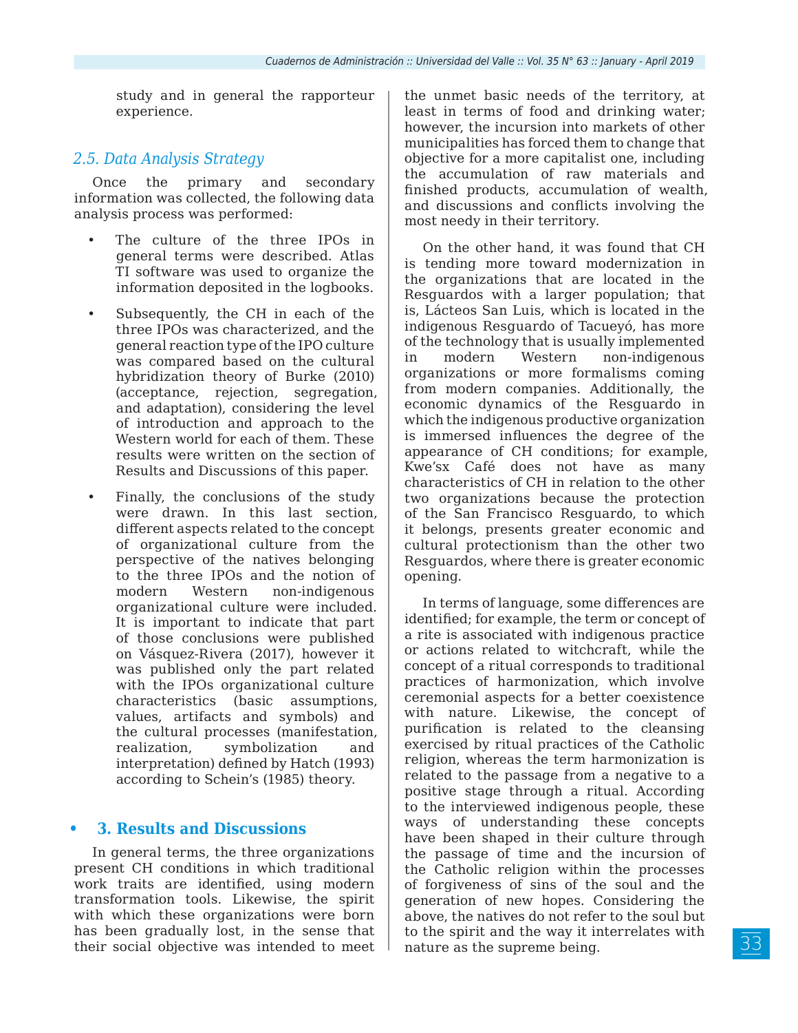study and in general the rapporteur experience.

## 2.5. Data Analysis Strategy

Once the primary and secondary information was collected, the following data analysis process was performed:

- The culture of the three IPOs in general terms were described. Atlas TI software was used to organize the information deposited in the logbooks.
- Subsequently, the CH in each of the three IPOs was characterized, and the general reaction type of the IPO culture was compared based on the cultural hybridization theory of Burke (2010) (acceptance, rejection, segregation, and adaptation), considering the level of introduction and approach to the Western world for each of them. These results were written on the section of Results and Discussions of this paper.
- Finally, the conclusions of the study were drawn. In this last section, different aspects related to the concept of organizational culture from the perspective of the natives belonging to the three IPOs and the notion of modern Western non-indigenous organizational culture were included. It is important to indicate that part of those conclusions were published on Vásquez-Rivera (2017), however it was published only the part related with the IPOs organizational culture characteristics (basic assumptions, values, artifacts and symbols) and the cultural processes (manifestation, realization, symbolization and interpretation) defined by Hatch (1993) according to Schein's (1985) theory.

# 3. Results and Discussions

In general terms, the three organizations present CH conditions in which traditional work traits are identified, using modern transformation tools. Likewise, the spirit with which these organizations were born has been gradually lost, in the sense that their social objective was intended to meet the unmet basic needs of the territory, at least in terms of food and drinking water; however, the incursion into markets of other municipalities has forced them to change that objective for a more capitalist one, including the accumulation of raw materials and finished products, accumulation of wealth, and discussions and conflicts involving the most needy in their territory.

On the other hand, it was found that CH is tending more toward modernization in the organizations that are located in the Resguardos with a larger population; that is, Lácteos San Luis, which is located in the indigenous Resguardo of Tacueyó, has more of the technology that is usually implemented in modern Western non-indigenous organizations or more formalisms coming from modern companies. Additionally, the economic dynamics of the Resguardo in which the indigenous productive organization is immersed influences the degree of the appearance of CH conditions; for example, Kwe'sx Café does not have as many characteristics of CH in relation to the other two organizations because the protection of the San Francisco Resguardo, to which it belongs, presents greater economic and cultural protectionism than the other two Resguardos, where there is greater economic opening.

In terms of language, some differences are identified; for example, the term or concept of a rite is associated with indigenous practice or actions related to witchcraft, while the concept of a ritual corresponds to traditional practices of harmonization, which involve ceremonial aspects for a better coexistence with nature. Likewise, the concept of purification is related to the cleansing exercised by ritual practices of the Catholic religion, whereas the term harmonization is related to the passage from a negative to a positive stage through a ritual. According to the interviewed indigenous people, these ways of understanding these concepts have been shaped in their culture through the passage of time and the incursion of the Catholic religion within the processes of forgiveness of sins of the soul and the generation of new hopes. Considering the above, the natives do not refer to the soul but to the spirit and the way it interrelates with nature as the supreme being.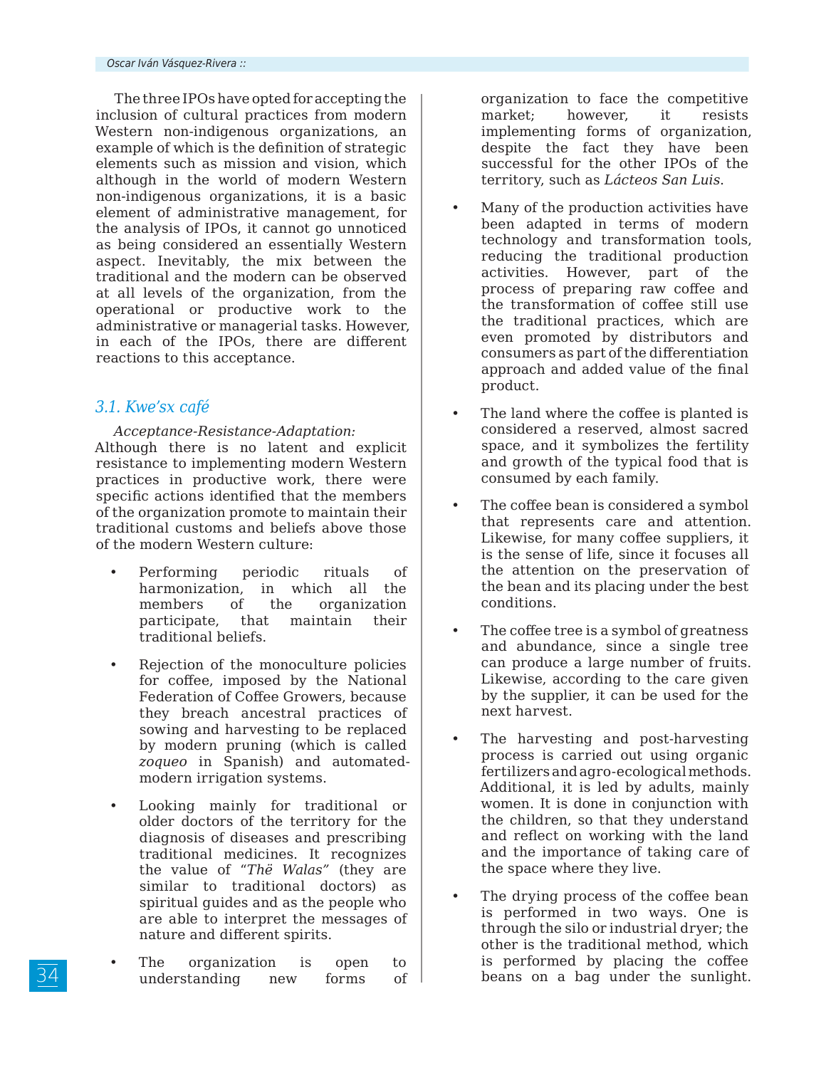The three IPOs have opted for accepting the inclusion of cultural practices from modern Western non-indigenous organizations, an example of which is the definition of strategic elements such as mission and vision, which although in the world of modern Western non-indigenous organizations, it is a basic element of administrative management, for the analysis of IPOs, it cannot go unnoticed as being considered an essentially Western aspect. Inevitably, the mix between the traditional and the modern can be observed at all levels of the organization, from the operational or productive work to the administrative or managerial tasks. However, in each of the IPOs, there are different reactions to this acceptance.

## 3.1. Kwe'sx café

*Acceptance-Resistance-Adaptation:* Although there is no latent and explicit resistance to implementing modern Western practices in productive work, there were specific actions identified that the members of the organization promote to maintain their traditional customs and beliefs above those of the modern Western culture:

- Performing periodic rituals of harmonization, in which all the members of the organization participate, that maintain their traditional beliefs.
- Rejection of the monoculture policies for coffee, imposed by the National Federation of Coffee Growers, because they breach ancestral practices of sowing and harvesting to be replaced by modern pruning (which is called *zoqueo* in Spanish) and automated-modern irrigation systems.
- Looking mainly for traditional or older doctors of the territory for the diagnosis of diseases and prescribing traditional medicines. It recognizes the value of "*Thë Walas*" (they are similar to traditional doctors) as spiritual guides and as the people who are able to interpret the messages of nature and different spirits.
- The organization is open to understanding new forms of organization to face the competitive market; however, it resists implementing forms of organization, despite the fact they have been successful for the other IPOs of the territory, such as *Lácteos San Luis*.
- Many of the production activities have been adapted in terms of modern technology and transformation tools, reducing the traditional production activities. However, part of the process of preparing raw coffee and the transformation of coffee still use the traditional practices, which are even promoted by distributors and consumers as part of the differentiation approach and added value of the final product.
- The land where the coffee is planted is considered a reserved, almost sacred space, and it symbolizes the fertility and growth of the typical food that is consumed by each family.
- The coffee bean is considered a symbol that represents care and attention. Likewise, for many coffee suppliers, it is the sense of life, since it focuses all the attention on the preservation of the bean and its placing under the best conditions.
- The coffee tree is a symbol of greatness and abundance, since a single tree can produce a large number of fruits. Likewise, according to the care given by the supplier, it can be used for the next harvest.
- The harvesting and post-harvesting process is carried out using organic fertilizers and agro-ecological methods. Additional, it is led by adults, mainly women. It is done in conjunction with the children, so that they understand and reflect on working with the land and the importance of taking care of the space where they live.
- The drying process of the coffee bean is performed in two ways. One is through the silo or industrial dryer; the other is the traditional method, which is performed by placing the coffee beans on a bag under the sunlight.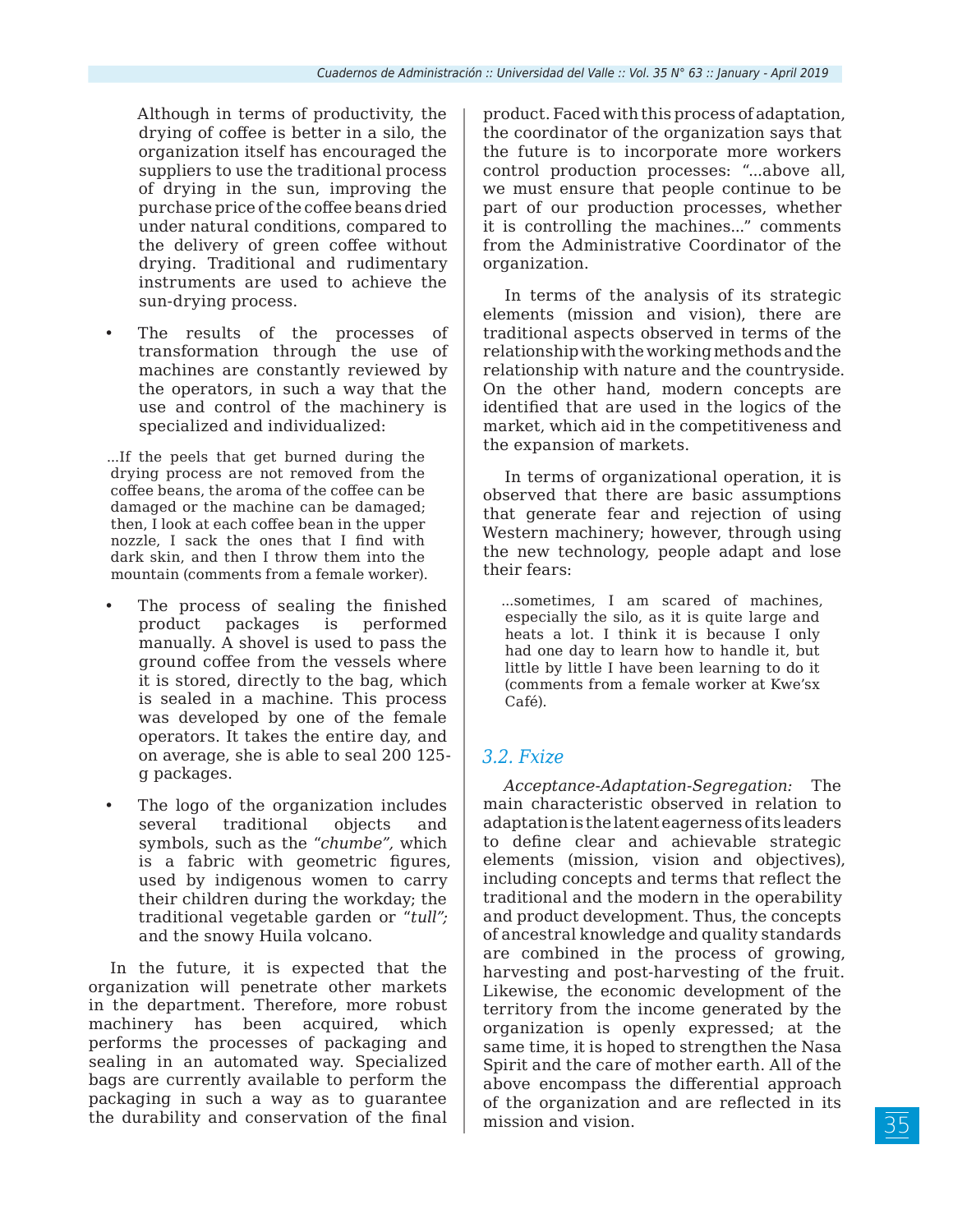Although in terms of productivity, the drying of coffee is better in a silo, the organization itself has encouraged the suppliers to use the traditional process of drying in the sun, improving the purchase price of the coffee beans dried under natural conditions, compared to the delivery of green coffee without drying. Traditional and rudimentary instruments are used to achieve the sun-drying process.

- The results of the processes of transformation through the use of machines are constantly reviewed by the operators, in such a way that the use and control of the machinery is specialized and individualized:

> ...If the peels that get burned during the drying process are not removed from the coffee beans, the aroma of the coffee can be damaged or the machine can be damaged; then, I look at each coffee bean in the upper nozzle, I sack the ones that I find with dark skin, and then I throw them into the mountain (comments from a female worker).

- The process of sealing the finished product packages is performed manually. A shovel is used to pass the ground coffee from the vessels where it is stored, directly to the bag, which is sealed in a machine. This process was developed by one of the female operators. It takes the entire day, and on average, she is able to seal 200 125-g packages.

- The logo of the organization includes several traditional objects and symbols, such as the "*chumbe",* which is a fabric with geometric figures, used by indigenous women to carry their children during the workday; the traditional vegetable garden or "*tull";* and the snowy Huila volcano.

In the future, it is expected that the organization will penetrate other markets in the department. Therefore, more robust machinery has been acquired, which performs the processes of packaging and sealing in an automated way. Specialized bags are currently available to perform the packaging in such a way as to guarantee the durability and conservation of the final product. Faced with this process of adaptation, the coordinator of the organization says that the future is to incorporate more workers control production processes: "...above all, we must ensure that people continue to be part of our production processes, whether it is controlling the machines..." comments from the Administrative Coordinator of the organization.

In terms of the analysis of its strategic elements (mission and vision), there are traditional aspects observed in terms of the relationship with the working methods and the relationship with nature and the countryside. On the other hand, modern concepts are identified that are used in the logics of the market, which aid in the competitiveness and the expansion of markets.

In terms of organizational operation, it is observed that there are basic assumptions that generate fear and rejection of using Western machinery; however, through using the new technology, people adapt and lose their fears:

> ...sometimes, I am scared of machines, especially the silo, as it is quite large and heats a lot. I think it is because I only had one day to learn how to handle it, but little by little I have been learning to do it (comments from a female worker at Kwe'sx Café).

### 3.2. Fxize

*Acceptance-Adaptation-Segregation:* The main characteristic observed in relation to adaptation is the latent eagerness of its leaders to define clear and achievable strategic elements (mission, vision and objectives), including concepts and terms that reflect the traditional and the modern in the operability and product development. Thus, the concepts of ancestral knowledge and quality standards are combined in the process of growing, harvesting and post-harvesting of the fruit. Likewise, the economic development of the territory from the income generated by the organization is openly expressed; at the same time, it is hoped to strengthen the Nasa Spirit and the care of mother earth. All of the above encompass the differential approach of the organization and are reflected in its mission and vision.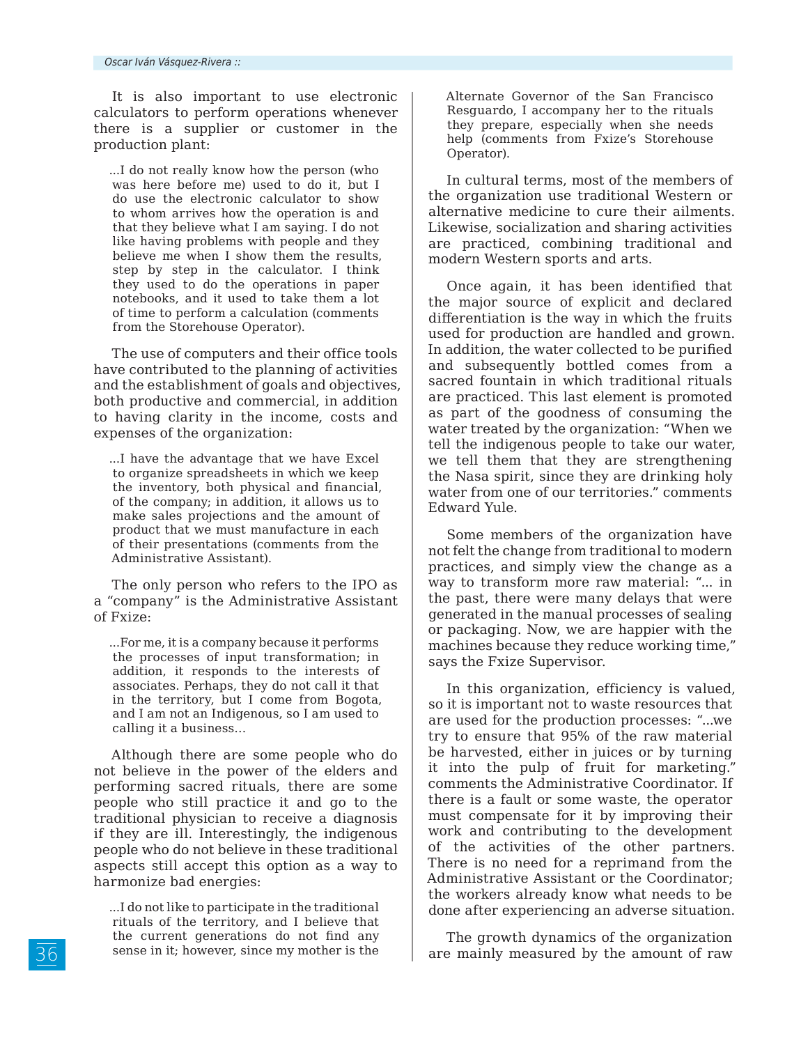It is also important to use electronic calculators to perform operations whenever there is a supplier or customer in the production plant:

> ...I do not really know how the person (who was here before me) used to do it, but I do use the electronic calculator to show to whom arrives how the operation is and that they believe what I am saying. I do not like having problems with people and they believe me when I show them the results, step by step in the calculator. I think they used to do the operations in paper notebooks, and it used to take them a lot of time to perform a calculation (comments from the Storehouse Operator).

The use of computers and their office tools have contributed to the planning of activities and the establishment of goals and objectives, both productive and commercial, in addition to having clarity in the income, costs and expenses of the organization:

> ...I have the advantage that we have Excel to organize spreadsheets in which we keep the inventory, both physical and financial, of the company; in addition, it allows us to make sales projections and the amount of product that we must manufacture in each of their presentations (comments from the Administrative Assistant).

The only person who refers to the IPO as a "company" is the Administrative Assistant of Fxize:

> ...For me, it is a company because it performs the processes of input transformation; in addition, it responds to the interests of associates. Perhaps, they do not call it that in the territory, but I come from Bogota, and I am not an Indigenous, so I am used to calling it a business...

Although there are some people who do not believe in the power of the elders and performing sacred rituals, there are some people who still practice it and go to the traditional physician to receive a diagnosis if they are ill. Interestingly, the indigenous people who do not believe in these traditional aspects still accept this option as a way to harmonize bad energies:

> ...I do not like to participate in the traditional rituals of the territory, and I believe that the current generations do not find any sense in it; however, since my mother is the Alternate Governor of the San Francisco Resguardo, I accompany her to the rituals they prepare, especially when she needs help (comments from Fxize's Storehouse Operator).

In cultural terms, most of the members of the organization use traditional Western or alternative medicine to cure their ailments. Likewise, socialization and sharing activities are practiced, combining traditional and modern Western sports and arts.

Once again, it has been identified that the major source of explicit and declared differentiation is the way in which the fruits used for production are handled and grown. In addition, the water collected to be purified and subsequently bottled comes from a sacred fountain in which traditional rituals are practiced. This last element is promoted as part of the goodness of consuming the water treated by the organization: "When we tell the indigenous people to take our water, we tell them that they are strengthening the Nasa spirit, since they are drinking holy water from one of our territories." comments Edward Yule.

Some members of the organization have not felt the change from traditional to modern practices, and simply view the change as a way to transform more raw material: "... in the past, there were many delays that were generated in the manual processes of sealing or packaging. Now, we are happier with the machines because they reduce working time," says the Fxize Supervisor.

In this organization, efficiency is valued, so it is important not to waste resources that are used for the production processes: "...we try to ensure that 95% of the raw material be harvested, either in juices or by turning it into the pulp of fruit for marketing." comments the Administrative Coordinator. If there is a fault or some waste, the operator must compensate for it by improving their work and contributing to the development of the activities of the other partners. There is no need for a reprimand from the Administrative Assistant or the Coordinator; the workers already know what needs to be done after experiencing an adverse situation.

The growth dynamics of the organization are mainly measured by the amount of raw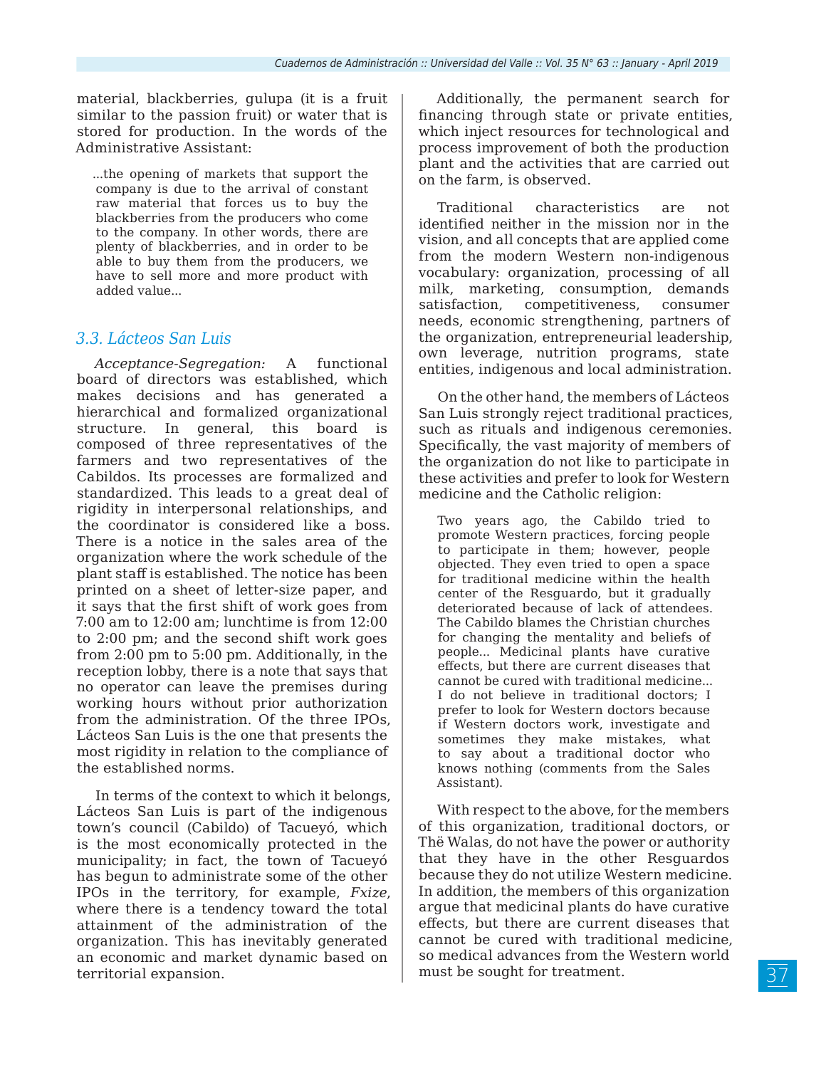material, blackberries, gulupa (it is a fruit similar to the passion fruit) or water that is stored for production. In the words of the Administrative Assistant:

> ...the opening of markets that support the company is due to the arrival of constant raw material that forces us to buy the blackberries from the producers who come to the company. In other words, there are plenty of blackberries, and in order to be able to buy them from the producers, we have to sell more and more product with added value...

### *3.3. Lácteos San Luis*

*Acceptance-Segregation:* A functional board of directors was established, which makes decisions and has generated a hierarchical and formalized organizational structure. In general, this board is composed of three representatives of the farmers and two representatives of the Cabildos. Its processes are formalized and standardized. This leads to a great deal of rigidity in interpersonal relationships, and the coordinator is considered like a boss. There is a notice in the sales area of the organization where the work schedule of the plant staff is established. The notice has been printed on a sheet of letter-size paper, and it says that the first shift of work goes from 7:00 am to 12:00 am; lunchtime is from 12:00 to 2:00 pm; and the second shift work goes from 2:00 pm to 5:00 pm. Additionally, in the reception lobby, there is a note that says that no operator can leave the premises during working hours without prior authorization from the administration. Of the three IPOs, Lácteos San Luis is the one that presents the most rigidity in relation to the compliance of the established norms.

In terms of the context to which it belongs, Lácteos San Luis is part of the indigenous town's council (Cabildo) of Tacueyó, which is the most economically protected in the municipality; in fact, the town of Tacueyó has begun to administrate some of the other IPOs in the territory, for example, *Fxize*, where there is a tendency toward the total attainment of the administration of the organization. This has inevitably generated an economic and market dynamic based on territorial expansion.

Additionally, the permanent search for financing through state or private entities, which inject resources for technological and process improvement of both the production plant and the activities that are carried out on the farm, is observed.

Traditional characteristics are not identified neither in the mission nor in the vision, and all concepts that are applied come from the modern Western non-indigenous vocabulary: organization, processing of all milk, marketing, consumption, demands satisfaction, competitiveness, consumer needs, economic strengthening, partners of the organization, entrepreneurial leadership, own leverage, nutrition programs, state entities, indigenous and local administration.

On the other hand, the members of Lácteos San Luis strongly reject traditional practices, such as rituals and indigenous ceremonies. Specifically, the vast majority of members of the organization do not like to participate in these activities and prefer to look for Western medicine and the Catholic religion:

> Two years ago, the Cabildo tried to promote Western practices, forcing people to participate in them; however, people objected. They even tried to open a space for traditional medicine within the health center of the Resguardo, but it gradually deteriorated because of lack of attendees. The Cabildo blames the Christian churches for changing the mentality and beliefs of people... Medicinal plants have curative effects, but there are current diseases that cannot be cured with traditional medicine... I do not believe in traditional doctors; I prefer to look for Western doctors because if Western doctors work, investigate and sometimes they make mistakes, what to say about a traditional doctor who knows nothing (comments from the Sales Assistant).

With respect to the above, for the members of this organization, traditional doctors, or Thë Walas, do not have the power or authority that they have in the other Resguardos because they do not utilize Western medicine. In addition, the members of this organization argue that medicinal plants do have curative effects, but there are current diseases that cannot be cured with traditional medicine, so medical advances from the Western world must be sought for treatment.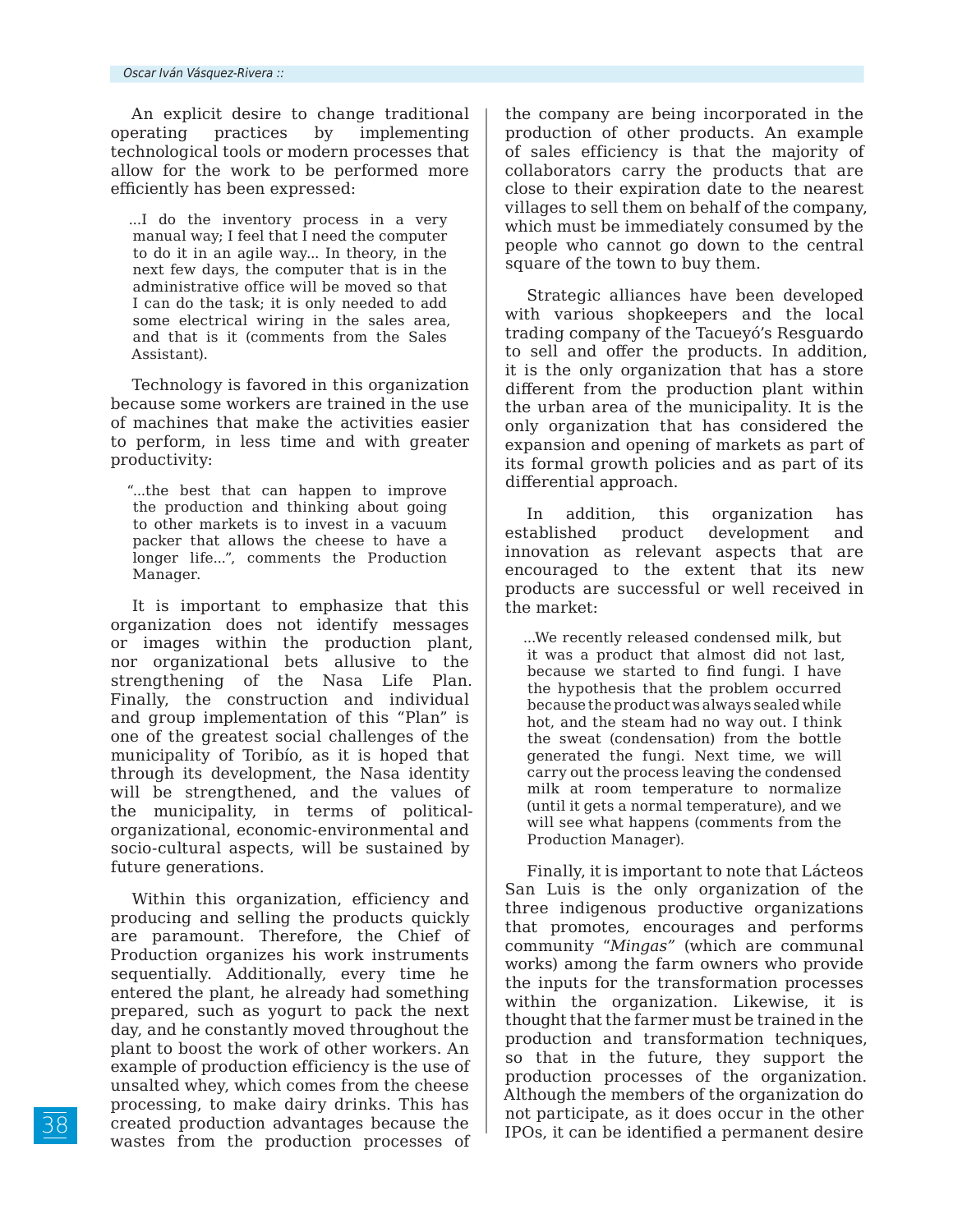An explicit desire to change traditional operating practices by implementing technological tools or modern processes that allow for the work to be performed more efficiently has been expressed:

> ...I do the inventory process in a very manual way; I feel that I need the computer to do it in an agile way... In theory, in the next few days, the computer that is in the administrative office will be moved so that I can do the task; it is only needed to add some electrical wiring in the sales area, and that is it (comments from the Sales Assistant).

Technology is favored in this organization because some workers are trained in the use of machines that make the activities easier to perform, in less time and with greater productivity:

> "...the best that can happen to improve the production and thinking about going to other markets is to invest in a vacuum packer that allows the cheese to have a longer life...", comments the Production Manager.

It is important to emphasize that this organization does not identify messages or images within the production plant, nor organizational bets allusive to the strengthening of the Nasa Life Plan. Finally, the construction and individual and group implementation of this "Plan" is one of the greatest social challenges of the municipality of Toribío, as it is hoped that through its development, the Nasa identity will be strengthened, and the values of the municipality, in terms of political-organizational, economic-environmental and socio-cultural aspects, will be sustained by future generations.

Within this organization, efficiency and producing and selling the products quickly are paramount. Therefore, the Chief of Production organizes his work instruments sequentially. Additionally, every time he entered the plant, he already had something prepared, such as yogurt to pack the next day, and he constantly moved throughout the plant to boost the work of other workers. An example of production efficiency is the use of unsalted whey, which comes from the cheese processing, to make dairy drinks. This has created production advantages because the wastes from the production processes of the company are being incorporated in the production of other products. An example of sales efficiency is that the majority of collaborators carry the products that are close to their expiration date to the nearest villages to sell them on behalf of the company, which must be immediately consumed by the people who cannot go down to the central square of the town to buy them.

Strategic alliances have been developed with various shopkeepers and the local trading company of the Tacueyó's Resguardo to sell and offer the products. In addition, it is the only organization that has a store different from the production plant within the urban area of the municipality. It is the only organization that has considered the expansion and opening of markets as part of its formal growth policies and as part of its differential approach.

In addition, this organization has established product development and innovation as relevant aspects that are encouraged to the extent that its new products are successful or well received in the market:

> ...We recently released condensed milk, but it was a product that almost did not last, because we started to find fungi. I have the hypothesis that the problem occurred because the product was always sealed while hot, and the steam had no way out. I think the sweat (condensation) from the bottle generated the fungi. Next time, we will carry out the process leaving the condensed milk at room temperature to normalize (until it gets a normal temperature), and we will see what happens (comments from the Production Manager).

Finally, it is important to note that Lácteos San Luis is the only organization of the three indigenous productive organizations that promotes, encourages and performs community *"Mingas"* (which are communal works) among the farm owners who provide the inputs for the transformation processes within the organization. Likewise, it is thought that the farmer must be trained in the production and transformation techniques, so that in the future, they support the production processes of the organization. Although the members of the organization do not participate, as it does occur in the other IPOs, it can be identified a permanent desire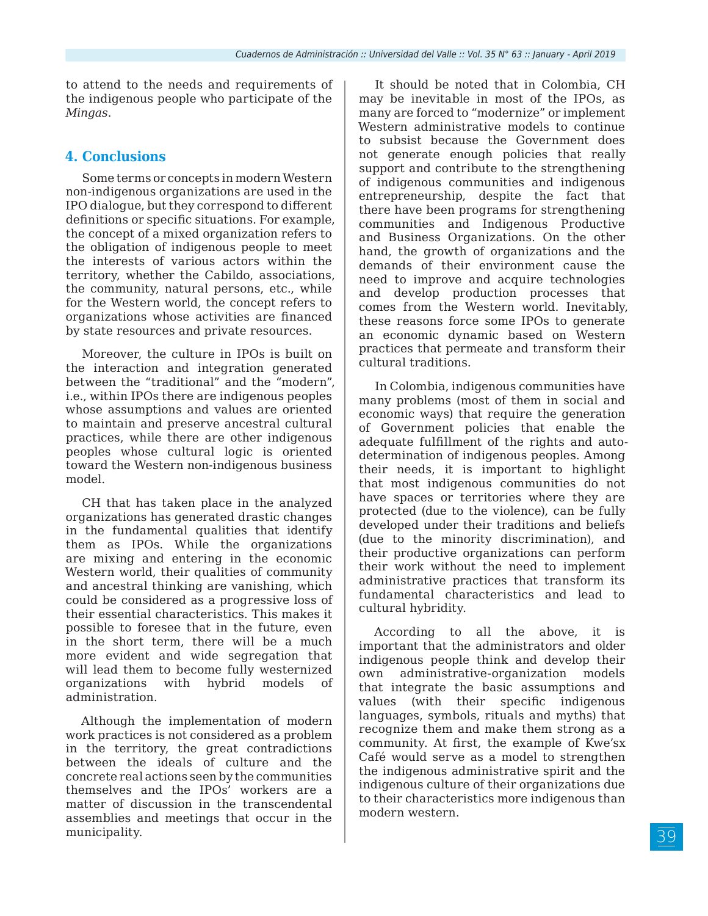to attend to the needs and requirements of the indigenous people who participate of the *Mingas*.

## 4. Conclusions

Some terms or concepts in modern Western non-indigenous organizations are used in the IPO dialogue, but they correspond to different definitions or specific situations. For example, the concept of a mixed organization refers to the obligation of indigenous people to meet the interests of various actors within the territory, whether the Cabildo, associations, the community, natural persons, etc., while for the Western world, the concept refers to organizations whose activities are financed by state resources and private resources.

Moreover, the culture in IPOs is built on the interaction and integration generated between the "traditional" and the "modern", i.e., within IPOs there are indigenous peoples whose assumptions and values are oriented to maintain and preserve ancestral cultural practices, while there are other indigenous peoples whose cultural logic is oriented toward the Western non-indigenous business model.

CH that has taken place in the analyzed organizations has generated drastic changes in the fundamental qualities that identify them as IPOs. While the organizations are mixing and entering in the economic Western world, their qualities of community and ancestral thinking are vanishing, which could be considered as a progressive loss of their essential characteristics. This makes it possible to foresee that in the future, even in the short term, there will be a much more evident and wide segregation that will lead them to become fully westernized organizations with hybrid models of administration.

Although the implementation of modern work practices is not considered as a problem in the territory, the great contradictions between the ideals of culture and the concrete real actions seen by the communities themselves and the IPOs' workers are a matter of discussion in the transcendental assemblies and meetings that occur in the municipality.

It should be noted that in Colombia, CH may be inevitable in most of the IPOs, as many are forced to "modernize" or implement Western administrative models to continue to subsist because the Government does not generate enough policies that really support and contribute to the strengthening of indigenous communities and indigenous entrepreneurship, despite the fact that there have been programs for strengthening communities and Indigenous Productive and Business Organizations. On the other hand, the growth of organizations and the demands of their environment cause the need to improve and acquire technologies and develop production processes that comes from the Western world. Inevitably, these reasons force some IPOs to generate an economic dynamic based on Western practices that permeate and transform their cultural traditions.

In Colombia, indigenous communities have many problems (most of them in social and economic ways) that require the generation of Government policies that enable the adequate fulfillment of the rights and auto-determination of indigenous peoples. Among their needs, it is important to highlight that most indigenous communities do not have spaces or territories where they are protected (due to the violence), can be fully developed under their traditions and beliefs (due to the minority discrimination), and their productive organizations can perform their work without the need to implement administrative practices that transform its fundamental characteristics and lead to cultural hybridity.

According to all the above, it is important that the administrators and older indigenous people think and develop their own administrative-organization models that integrate the basic assumptions and values (with their specific indigenous languages, symbols, rituals and myths) that recognize them and make them strong as a community. At first, the example of Kwe'sx Café would serve as a model to strengthen the indigenous administrative spirit and the indigenous culture of their organizations due to their characteristics more indigenous than modern western.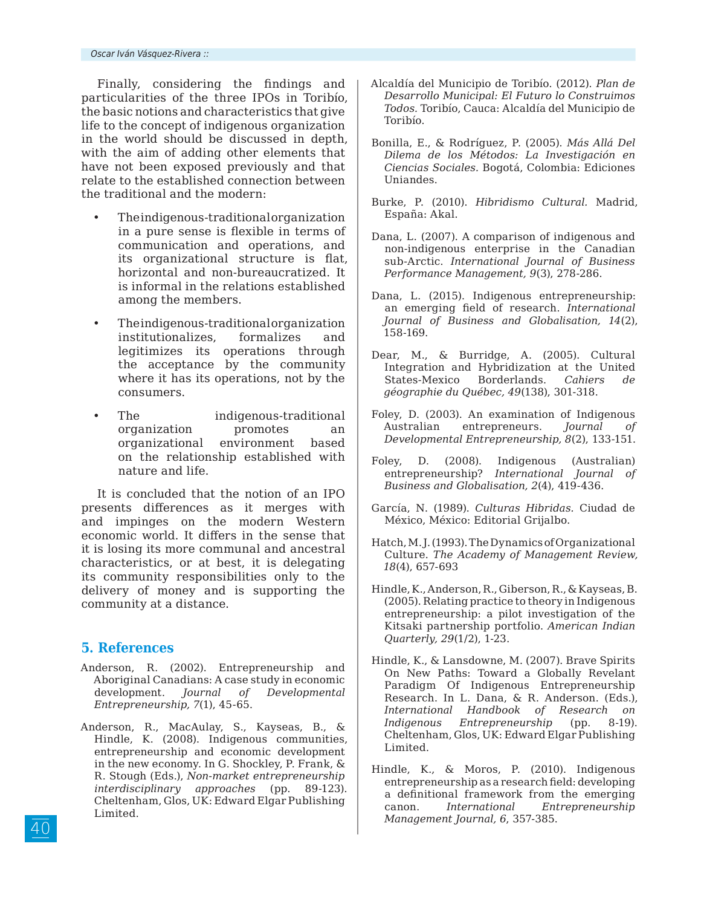Finally, considering the findings and particularities of the three IPOs in Toribío, the basic notions and characteristics that give life to the concept of indigenous organization in the world should be discussed in depth, with the aim of adding other elements that have not been exposed previously and that relate to the established connection between the traditional and the modern:

- The indigenous-traditional organization in a pure sense is flexible in terms of communication and operations, and its organizational structure is flat, horizontal and non-bureaucratized. It is informal in the relations established among the members.
- The indigenous-traditional organization institutionalizes, formalizes and legitimizes its operations through the acceptance by the community where it has its operations, not by the consumers.
- The indigenous-traditional organization promotes an organizational environment based on the relationship established with nature and life.

It is concluded that the notion of an IPO presents differences as it merges with and impinges on the modern Western economic world. It differs in the sense that it is losing its more communal and ancestral characteristics, or at best, it is delegating its community responsibilities only to the delivery of money and is supporting the community at a distance.

## 5. References

Anderson, R. (2002). Entrepreneurship and Aboriginal Canadians: A case study in economic development. *Journal of Developmental Entrepreneurship, 7*(1), 45-65.

Anderson, R., MacAulay, S., Kayseas, B., & Hindle, K. (2008). Indigenous communities, entrepreneurship and economic development in the new economy. In G. Shockley, P. Frank, & R. Stough (Eds.), *Non-market entrepreneurship interdisciplinary approaches* (pp. 89-123). Cheltenham, Glos, UK: Edward Elgar Publishing Limited.

Alcaldía del Municipio de Toribío. (2012). *Plan de Desarrollo Municipal: El Futuro lo Construimos Todos.* Toribío, Cauca: Alcaldía del Municipio de Toribío.

Bonilla, E., & Rodríguez, P. (2005). *Más Allá Del Dilema de los Métodos: La Investigación en Ciencias Sociales.* Bogotá, Colombia: Ediciones Uniandes.

Burke, P. (2010). *Hibridismo Cultural.* Madrid, España: Akal.

Dana, L. (2007). A comparison of indigenous and non-indigenous enterprise in the Canadian sub-Arctic. *International Journal of Business Performance Management, 9*(3), 278-286.

Dana, L. (2015). Indigenous entrepreneurship: an emerging field of research. *International Journal of Business and Globalisation, 14*(2), 158-169.

Dear, M., & Burridge, A. (2005). Cultural Integration and Hybridization at the United States-Mexico Borderlands. *Cahiers de géographie du Québec, 49*(138), 301-318.

Foley, D. (2003). An examination of Indigenous Australian entrepreneurs. *Journal of Developmental Entrepreneurship, 8*(2), 133-151.

Foley, D. (2008). Indigenous (Australian) entrepreneurship? *International Journal of Business and Globalisation, 2*(4), 419-436.

García, N. (1989). *Culturas Hibridas.* Ciudad de México, México: Editorial Grijalbo.

Hatch, M. J. (1993). The Dynamics of Organizational Culture. *The Academy of Management Review, 18*(4), 657-693

Hindle, K., Anderson, R., Giberson, R., & Kayseas, B. (2005). Relating practice to theory in Indigenous entrepreneurship: a pilot investigation of the Kitsaki partnership portfolio. *American Indian Quarterly, 29*(1/2), 1-23.

Hindle, K., & Lansdowne, M. (2007). Brave Spirits On New Paths: Toward a Globally Revelant Paradigm Of Indigenous Entrepreneurship Research. In L. Dana, & R. Anderson. (Eds.), *International Handbook of Research on Indigenous Entrepreneurship* (pp. 8-19). Cheltenham, Glos, UK: Edward Elgar Publishing Limited.

Hindle, K., & Moros, P. (2010). Indigenous entrepreneurship as a research field: developing a definitional framework from the emerging canon. *International Entrepreneurship Management Journal, 6*, 357-385.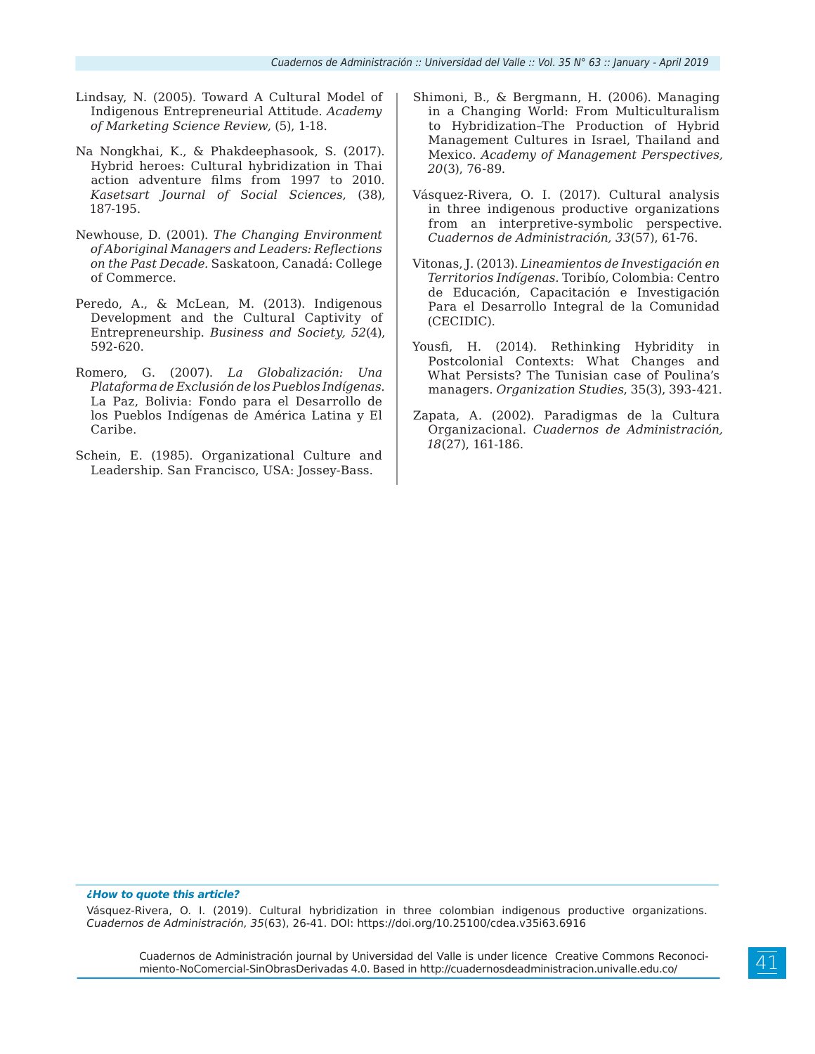Lindsay, N. (2005). Toward A Cultural Model of Indigenous Entrepreneurial Attitude. *Academy of Marketing Science Review,* (5), 1-18.

Na Nongkhai, K., & Phakdeephasook, S. (2017). Hybrid heroes: Cultural hybridization in Thai action adventure films from 1997 to 2010. *Kasetsart Journal of Social Sciences,* (38), 187-195.

Newhouse, D. (2001). *The Changing Environment of Aboriginal Managers and Leaders: Reflections on the Past Decade.* Saskatoon, Canadá: College of Commerce.

Peredo, A., & McLean, M. (2013). Indigenous Development and the Cultural Captivity of Entrepreneurship. *Business and Society, 52*(4), 592-620.

Romero, G. (2007). *La Globalización: Una Plataforma de Exclusión de los Pueblos Indígenas.* La Paz, Bolivia: Fondo para el Desarrollo de los Pueblos Indígenas de América Latina y El Caribe.

Schein, E. (1985). Organizational Culture and Leadership. San Francisco, USA: Jossey-Bass.

Shimoni, B., & Bergmann, H. (2006). Managing in a Changing World: From Multiculturalism to Hybridization–The Production of Hybrid Management Cultures in Israel, Thailand and Mexico. *Academy of Management Perspectives, 20*(3), 76-89.

Vásquez-Rivera, O. I. (2017). Cultural analysis in three indigenous productive organizations from an interpretive-symbolic perspective. *Cuadernos de Administración, 33*(57), 61-76.

Vitonas, J. (2013). *Lineamientos de Investigación en Territorios Indígenas.* Toribío, Colombia: Centro de Educación, Capacitación e Investigación Para el Desarrollo Integral de la Comunidad (CECIDIC).

Yousfi, H. (2014). Rethinking Hybridity in Postcolonial Contexts: What Changes and What Persists? The Tunisian case of Poulina's managers. *Organization Studies*, 35(3), 393-421.

Zapata, A. (2002). Paradigmas de la Cultura Organizacional. *Cuadernos de Administración, 18*(27), 161-186.

***¿How to quote this article?***

Vásquez-Rivera, O. I. (2019). Cultural hybridization in three colombian indigenous productive organizations. *Cuadernos de Administración*, *35*(63), 26-41. DOI: https://doi.org/10.25100/cdea.v35i63.6916

Cuadernos de Administración journal by Universidad del Valle is under licence Creative Commons Reconocimiento-NoComercial-SinObrasDerivadas 4.0. Based in http://cuadernosdeadministracion.univalle.edu.co/